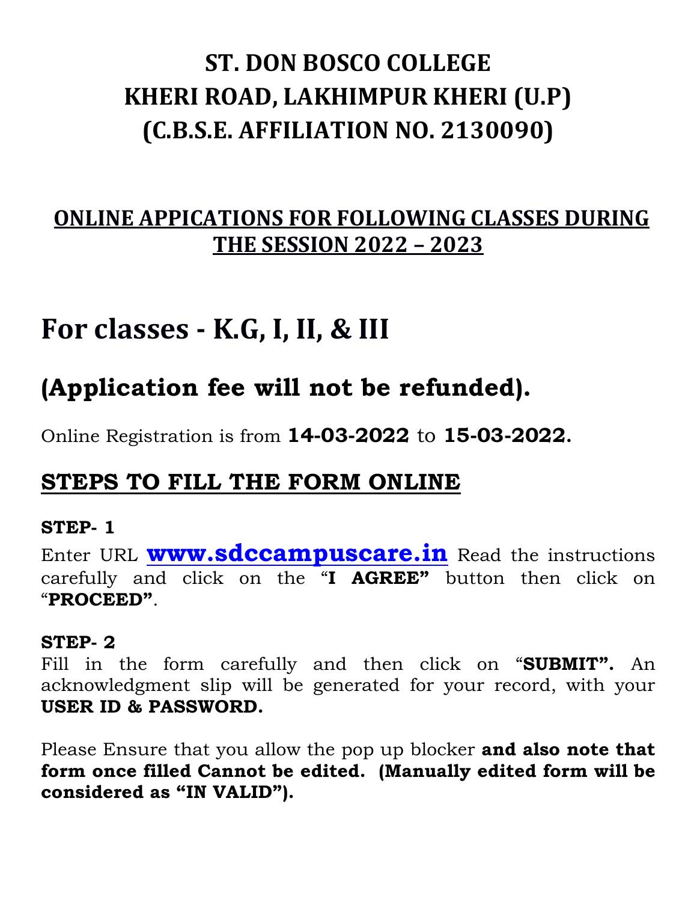# ST. DON BOSCO COLLEGE
# KHERI ROAD, LAKHIMPUR KHERI (U.P)
# (C.B.S.E. AFFILIATION NO. 2130090)

## ONLINE APPICATIONS FOR FOLLOWING CLASSES DURING THE SESSION 2022 – 2023

# For classes - K.G, I, II, & III

## (Application fee will not be refunded).

Online Registration is from **14-03-2022** to **15-03-2022.**

## STEPS TO FILL THE FORM ONLINE

**STEP- 1**

Enter URL **www.sdccampuscare.in** Read the instructions carefully and click on the "**I AGREE"** button then click on "**PROCEED"**.

**STEP- 2**

Fill in the form carefully and then click on "**SUBMIT".** An acknowledgment slip will be generated for your record, with your **USER ID & PASSWORD.**

Please Ensure that you allow the pop up blocker **and also note that form once filled Cannot be edited. (Manually edited form will be considered as "IN VALID").**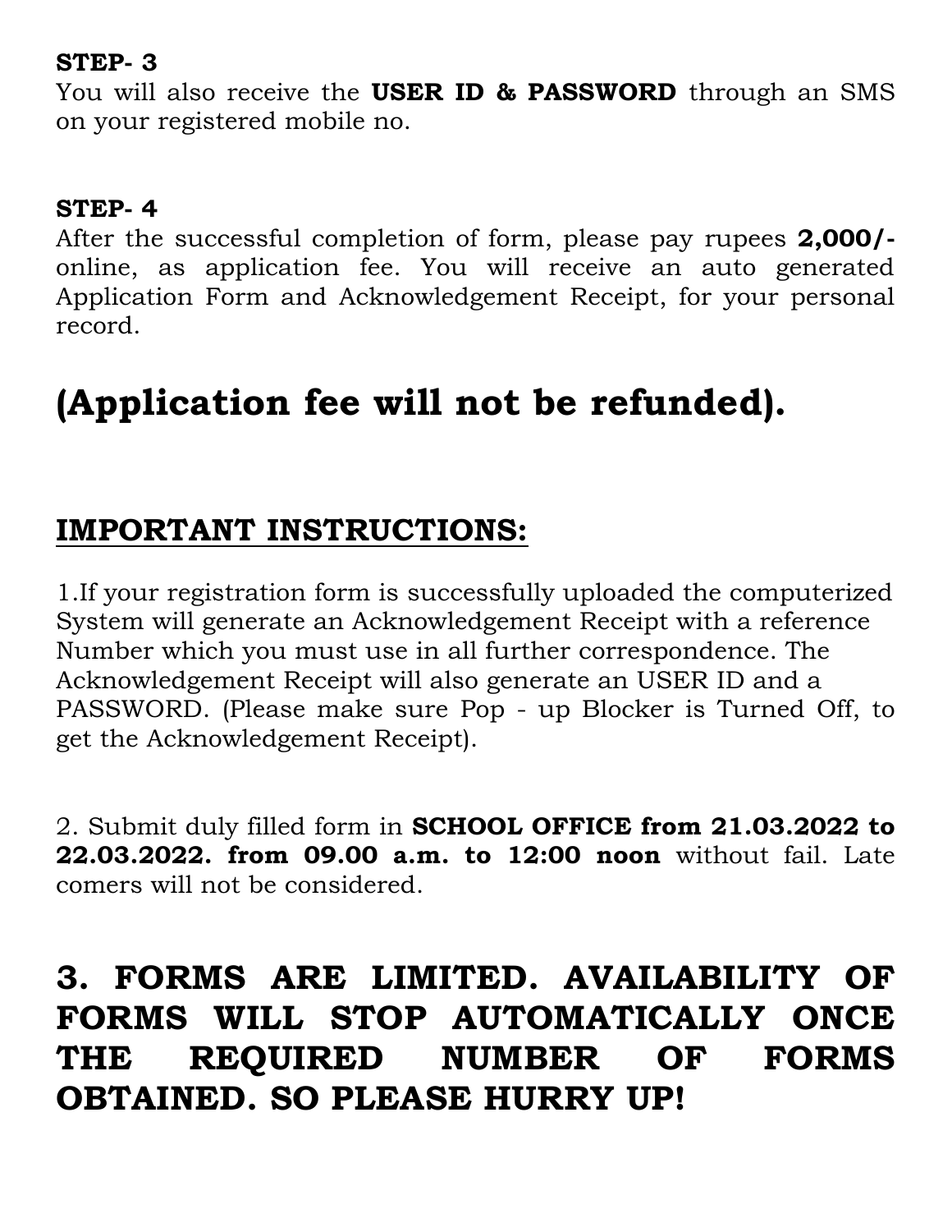**STEP- 3**
You will also receive the **USER ID & PASSWORD** through an SMS on your registered mobile no.

**STEP- 4**
After the successful completion of form, please pay rupees **2,000/-** online, as application fee. You will receive an auto generated Application Form and Acknowledgement Receipt, for your personal record.

# (Application fee will not be refunded).

## IMPORTANT INSTRUCTIONS:

1.If your registration form is successfully uploaded the computerized System will generate an Acknowledgement Receipt with a reference Number which you must use in all further correspondence. The Acknowledgement Receipt will also generate an USER ID and a PASSWORD. (Please make sure Pop - up Blocker is Turned Off, to get the Acknowledgement Receipt).

2. Submit duly filled form in **SCHOOL OFFICE from 21.03.2022 to 22.03.2022. from 09.00 a.m. to 12:00 noon** without fail. Late comers will not be considered.

## 3. FORMS ARE LIMITED. AVAILABILITY OF FORMS WILL STOP AUTOMATICALLY ONCE THE REQUIRED NUMBER OF FORMS OBTAINED. SO PLEASE HURRY UP!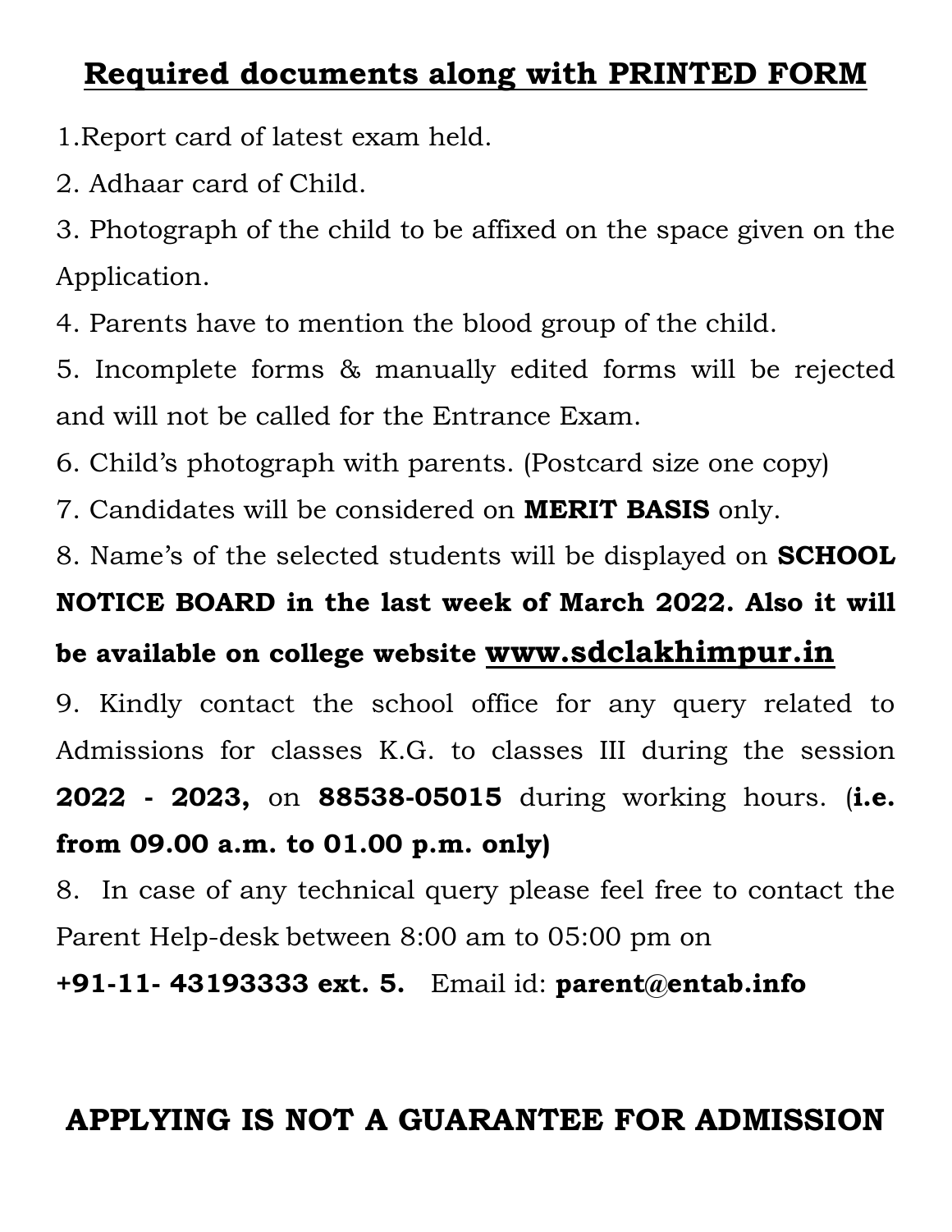# Required documents along with PRINTED FORM

1.Report card of latest exam held.

2. Adhaar card of Child.

3. Photograph of the child to be affixed on the space given on the Application.

4. Parents have to mention the blood group of the child.

5. Incomplete forms & manually edited forms will be rejected and will not be called for the Entrance Exam.

6. Child's photograph with parents. (Postcard size one copy)

7. Candidates will be considered on **MERIT BASIS** only.

8. Name's of the selected students will be displayed on **SCHOOL NOTICE BOARD in the last week of March 2022. Also it will be available on college website www.sdclakhimpur.in**

9. Kindly contact the school office for any query related to Admissions for classes K.G. to classes III during the session **2022 - 2023,** on **88538-05015** during working hours. (**i.e. from 09.00 a.m. to 01.00 p.m. only)**

8. In case of any technical query please feel free to contact the Parent Help-desk between 8:00 am to 05:00 pm on

**+91-11- 43193333 ext. 5.** Email id: **parent@entab.info**

## APPLYING IS NOT A GUARANTEE FOR ADMISSION